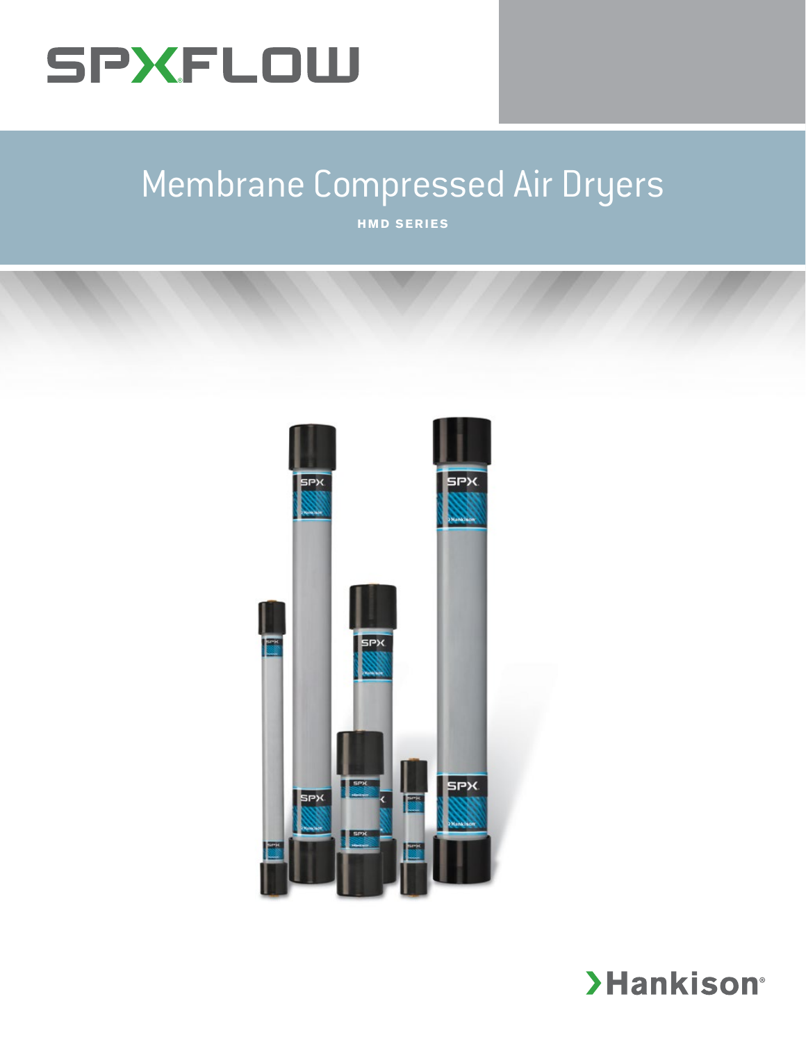SPXFLOW

# Membrane Compressed Air Dryers

**HMD SERIES**

Hankison®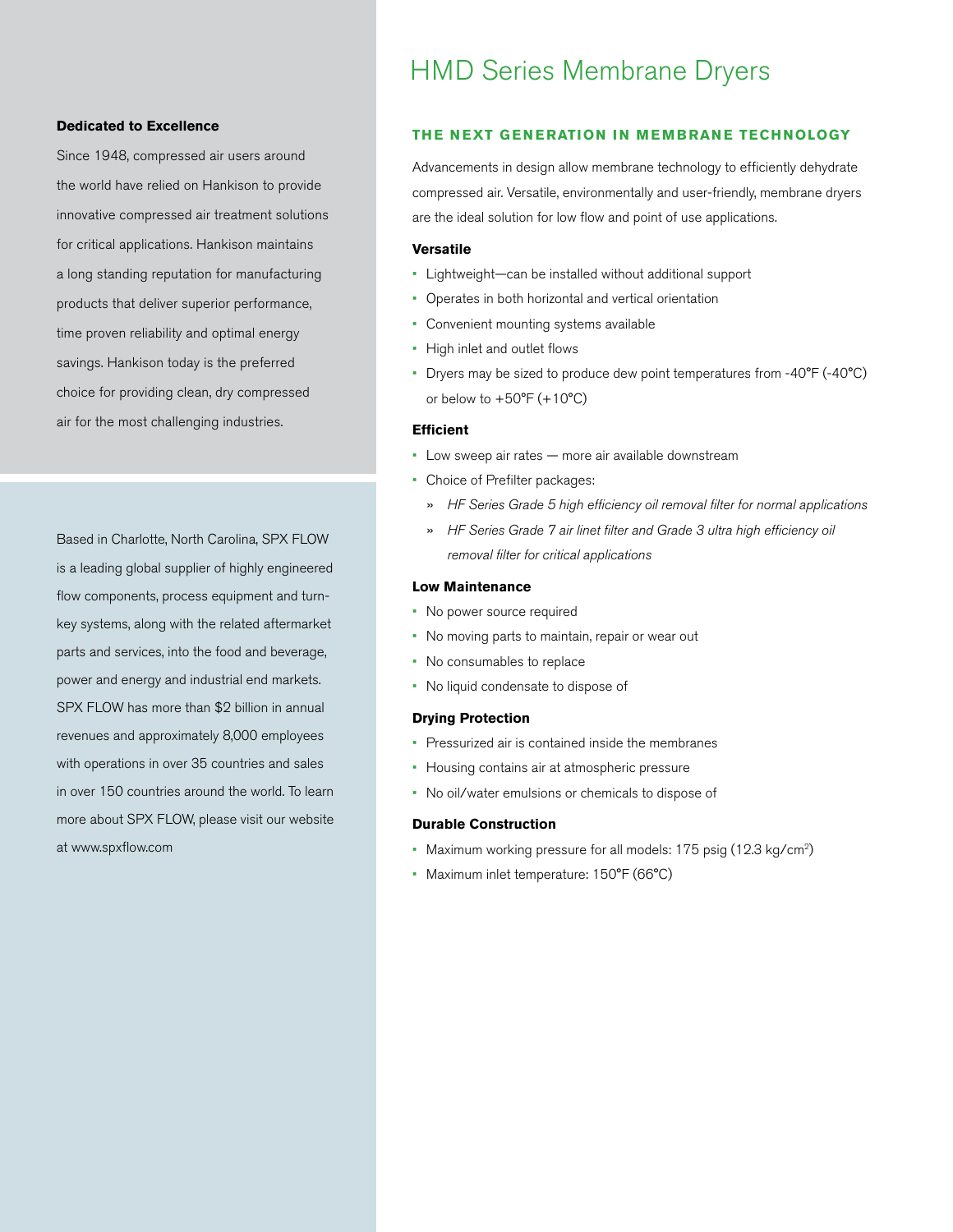# HMD Series Membrane Dryers

## THE NEXT GENERATION IN MEMBRANE TECHNOLOGY

Advancements in design allow membrane technology to efficiently dehydrate compressed air. Versatile, environmentally and user-friendly, membrane dryers are the ideal solution for low flow and point of use applications.

### Versatile

- Lightweight—can be installed without additional support
- Operates in both horizontal and vertical orientation
- Convenient mounting systems available
- High inlet and outlet flows
- Dryers may be sized to produce dew point temperatures from -40°F (-40°C) or below to +50°F (+10°C)

### Efficient

- Low sweep air rates — more air available downstream
- Choice of Prefilter packages:
  - *HF Series Grade 5 high efficiency oil removal filter for normal applications*
  - *HF Series Grade 7 air linet filter and Grade 3 ultra high efficiency oil removal filter for critical applications*

### Low Maintenance

- No power source required
- No moving parts to maintain, repair or wear out
- No consumables to replace
- No liquid condensate to dispose of

### Drying Protection

- Pressurized air is contained inside the membranes
- Housing contains air at atmospheric pressure
- No oil/water emulsions or chemicals to dispose of

### Durable Construction

- Maximum working pressure for all models: 175 psig (12.3 kg/cm$^2$)
- Maximum inlet temperature: 150°F (66°C)

**Dedicated to Excellence**

Since 1948, compressed air users around the world have relied on Hankison to provide innovative compressed air treatment solutions for critical applications. Hankison maintains a long standing reputation for manufacturing products that deliver superior performance, time proven reliability and optimal energy savings. Hankison today is the preferred choice for providing clean, dry compressed air for the most challenging industries.

Based in Charlotte, North Carolina, SPX FLOW is a leading global supplier of highly engineered flow components, process equipment and turn-key systems, along with the related aftermarket parts and services, into the food and beverage, power and energy and industrial end markets. SPX FLOW has more than $2 billion in annual revenues and approximately 8,000 employees with operations in over 35 countries and sales in over 150 countries around the world. To learn more about SPX FLOW, please visit our website at www.spxflow.com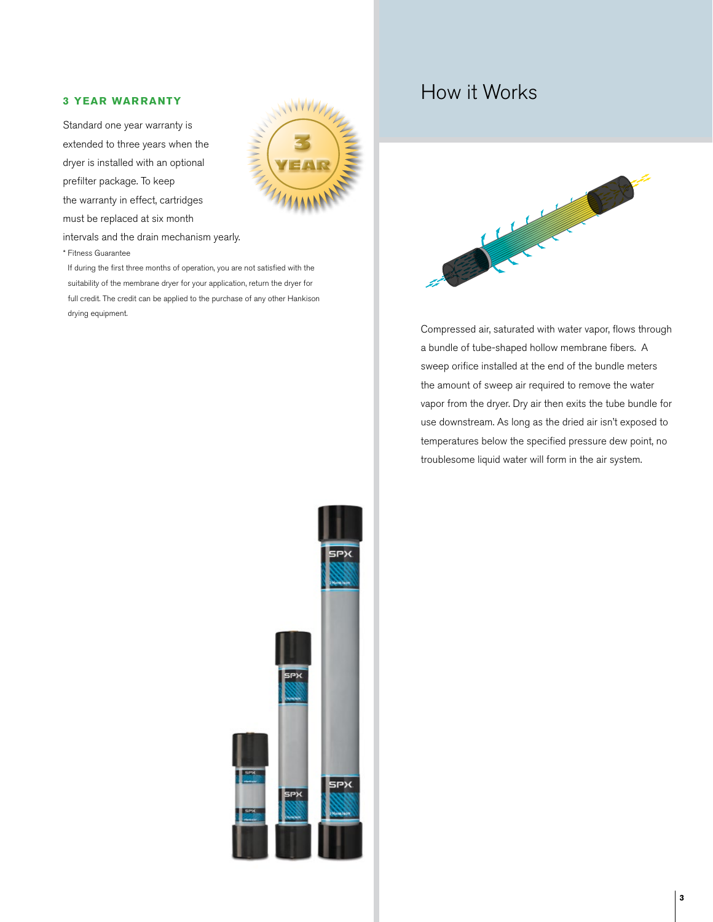### 3 YEAR WARRANTY

Standard one year warranty is extended to three years when the dryer is installed with an optional prefilter package. To keep the warranty in effect, cartridges must be replaced at six month intervals and the drain mechanism yearly.

* Fitness Guarantee

If during the first three months of operation, you are not satisfied with the suitability of the membrane dryer for your application, return the dryer for full credit. The credit can be applied to the purchase of any other Hankison drying equipment.

# How it Works

Compressed air, saturated with water vapor, flows through a bundle of tube-shaped hollow membrane fibers. A sweep orifice installed at the end of the bundle meters the amount of sweep air required to remove the water vapor from the dryer. Dry air then exits the tube bundle for use downstream. As long as the dried air isn't exposed to temperatures below the specified pressure dew point, no troublesome liquid water will form in the air system.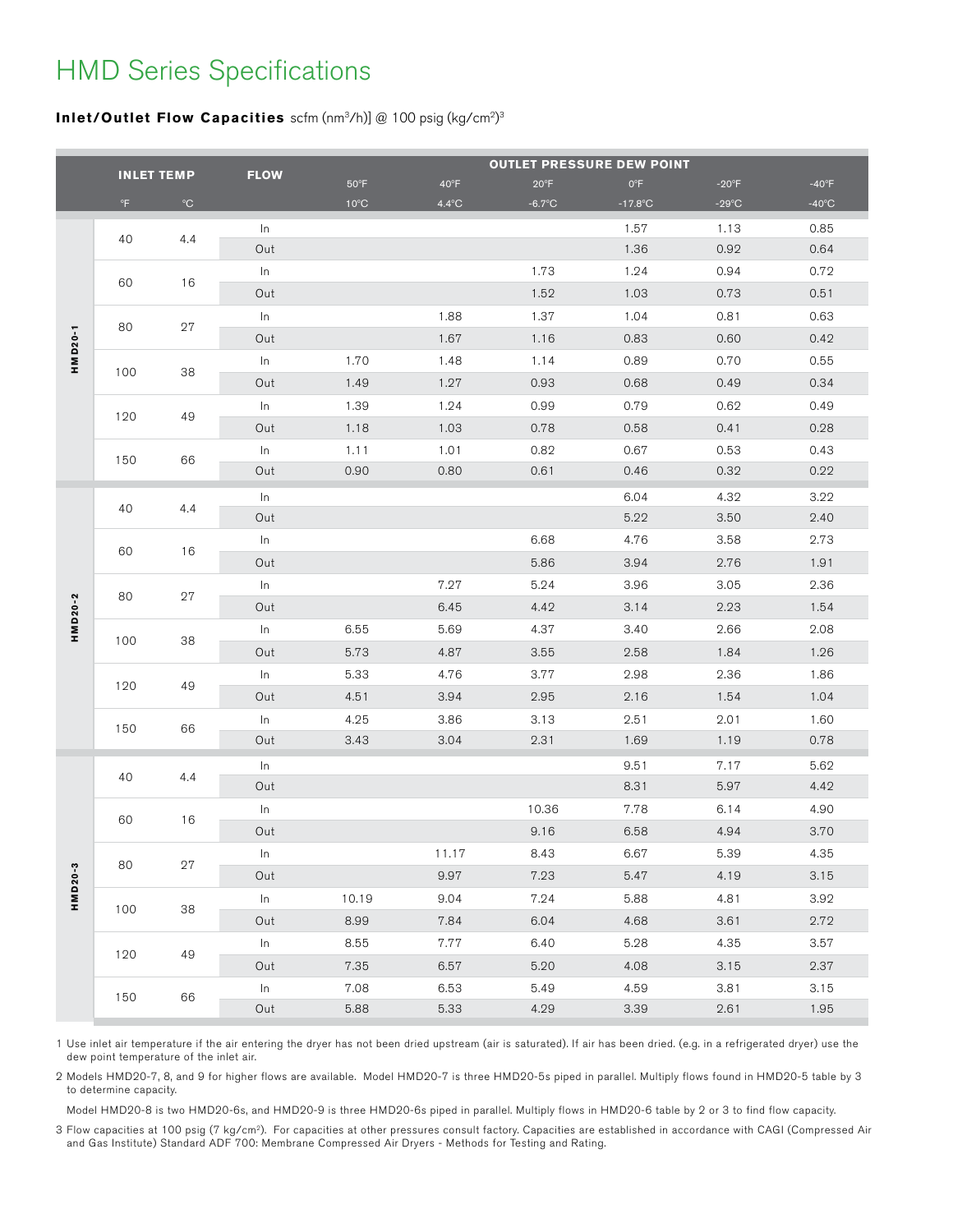# HMD Series Specifications

**Inlet/Outlet Flow Capacities** scfm (nm³/h)] @ 100 psig (kg/cm²)[3]

| | INLET TEMP | | FLOW | OUTLET PRESSURE DEW POINT | | | | | |
|---|---|---|---|---|---|---|---|---|---|
| | | | | 50°F | 40°F | 20°F | 0°F | -20°F | -40°F |
| | °F | °C | | 10°C | 4.4°C | -6.7°C | -17.8°C | -29°C | -40°C |
| HMD20-1 | 40 | 4.4 | In | | | | 1.57 | 1.13 | 0.85 |
| | | | Out | | | | 1.36 | 0.92 | 0.64 |
| | 60 | 16 | In | | | 1.73 | 1.24 | 0.94 | 0.72 |
| | | | Out | | | 1.52 | 1.03 | 0.73 | 0.51 |
| | 80 | 27 | In | | 1.88 | 1.37 | 1.04 | 0.81 | 0.63 |
| | | | Out | | 1.67 | 1.16 | 0.83 | 0.60 | 0.42 |
| | 100 | 38 | In | 1.70 | 1.48 | 1.14 | 0.89 | 0.70 | 0.55 |
| | | | Out | 1.49 | 1.27 | 0.93 | 0.68 | 0.49 | 0.34 |
| | 120 | 49 | In | 1.39 | 1.24 | 0.99 | 0.79 | 0.62 | 0.49 |
| | | | Out | 1.18 | 1.03 | 0.78 | 0.58 | 0.41 | 0.28 |
| | 150 | 66 | In | 1.11 | 1.01 | 0.82 | 0.67 | 0.53 | 0.43 |
| | | | Out | 0.90 | 0.80 | 0.61 | 0.46 | 0.32 | 0.22 |
| HMD20-2 | 40 | 4.4 | In | | | | 6.04 | 4.32 | 3.22 |
| | | | Out | | | | 5.22 | 3.50 | 2.40 |
| | 60 | 16 | In | | | 6.68 | 4.76 | 3.58 | 2.73 |
| | | | Out | | | 5.86 | 3.94 | 2.76 | 1.91 |
| | 80 | 27 | In | | 7.27 | 5.24 | 3.96 | 3.05 | 2.36 |
| | | | Out | | 6.45 | 4.42 | 3.14 | 2.23 | 1.54 |
| | 100 | 38 | In | 6.55 | 5.69 | 4.37 | 3.40 | 2.66 | 2.08 |
| | | | Out | 5.73 | 4.87 | 3.55 | 2.58 | 1.84 | 1.26 |
| | 120 | 49 | In | 5.33 | 4.76 | 3.77 | 2.98 | 2.36 | 1.86 |
| | | | Out | 4.51 | 3.94 | 2.95 | 2.16 | 1.54 | 1.04 |
| | 150 | 66 | In | 4.25 | 3.86 | 3.13 | 2.51 | 2.01 | 1.60 |
| | | | Out | 3.43 | 3.04 | 2.31 | 1.69 | 1.19 | 0.78 |
| HMD20-3 | 40 | 4.4 | In | | | | 9.51 | 7.17 | 5.62 |
| | | | Out | | | | 8.31 | 5.97 | 4.42 |
| | 60 | 16 | In | | | 10.36 | 7.78 | 6.14 | 4.90 |
| | | | Out | | | 9.16 | 6.58 | 4.94 | 3.70 |
| | 80 | 27 | In | | 11.17 | 8.43 | 6.67 | 5.39 | 4.35 |
| | | | Out | | 9.97 | 7.23 | 5.47 | 4.19 | 3.15 |
| | 100 | 38 | In | 10.19 | 9.04 | 7.24 | 5.88 | 4.81 | 3.92 |
| | | | Out | 8.99 | 7.84 | 6.04 | 4.68 | 3.61 | 2.72 |
| | 120 | 49 | In | 8.55 | 7.77 | 6.40 | 5.28 | 4.35 | 3.57 |
| | | | Out | 7.35 | 6.57 | 5.20 | 4.08 | 3.15 | 2.37 |
| | 150 | 66 | In | 7.08 | 6.53 | 5.49 | 4.59 | 3.81 | 3.15 |
| | | | Out | 5.88 | 5.33 | 4.29 | 3.39 | 2.61 | 1.95 |

1 Use inlet air temperature if the air entering the dryer has not been dried upstream (air is saturated). If air has been dried. (e.g. in a refrigerated dryer) use the dew point temperature of the inlet air.

2 Models HMD20-7, 8, and 9 for higher flows are available. Model HMD20-7 is three HMD20-5s piped in parallel. Multiply flows found in HMD20-5 table by 3 to determine capacity.

Model HMD20-8 is two HMD20-6s, and HMD20-9 is three HMD20-6s piped in parallel. Multiply flows in HMD20-6 table by 2 or 3 to find flow capacity.

3 Flow capacities at 100 psig (7 kg/cm²). For capacities at other pressures consult factory. Capacities are established in accordance with CAGI (Compressed Air and Gas Institute) Standard ADF 700: Membrane Compressed Air Dryers - Methods for Testing and Rating.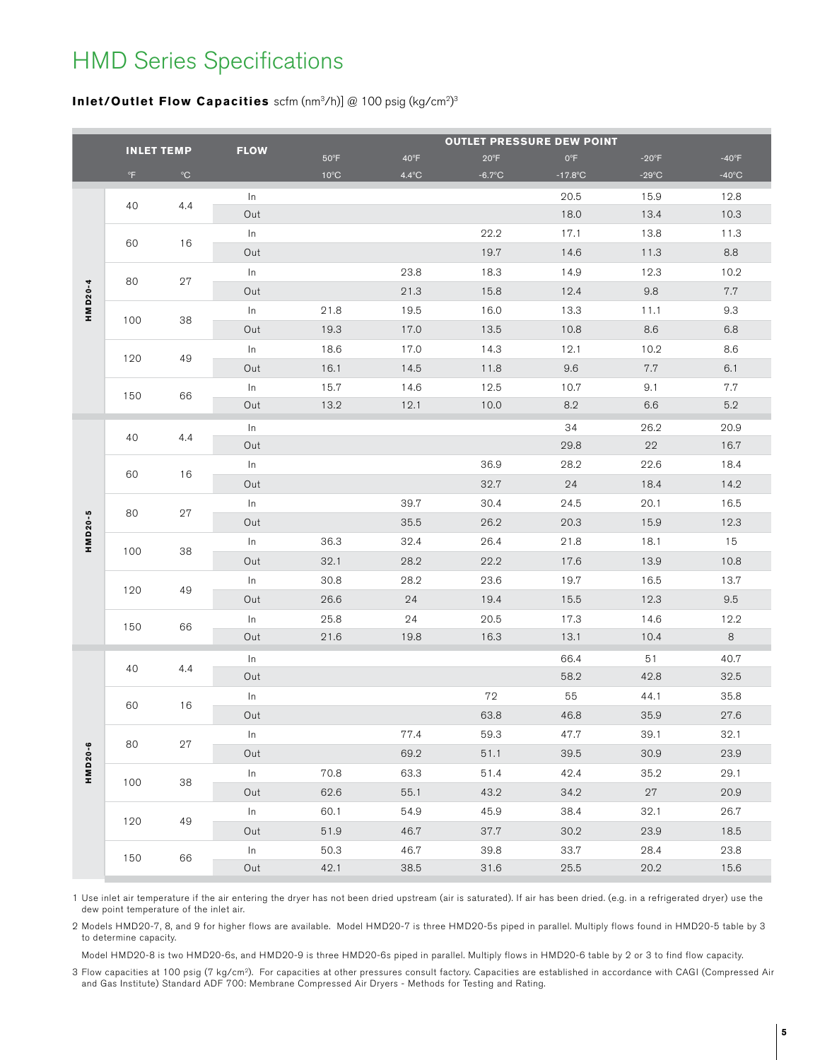# HMD Series Specifications

**Inlet/Outlet Flow Capacities** scfm (nm$^3$/h)] @ 100 psig (kg/cm$^2$)[3]

| Model | Inlet Temp °F | Inlet Temp °C | Flow | 50°F 10°C | 40°F 4.4°C | 20°F -6.7°C | 0°F -17.8°C | -20°F -29°C | -40°F -40°C |
|---|---|---|---|---|---|---|---|---|---|
| HMD20-4 | 40 | 4.4 | In | | | | 20.5 | 15.9 | 12.8 |
| | | | Out | | | | 18.0 | 13.4 | 10.3 |
| | 60 | 16 | In | | | 22.2 | 17.1 | 13.8 | 11.3 |
| | | | Out | | | 19.7 | 14.6 | 11.3 | 8.8 |
| | 80 | 27 | In | | 23.8 | 18.3 | 14.9 | 12.3 | 10.2 |
| | | | Out | | 21.3 | 15.8 | 12.4 | 9.8 | 7.7 |
| | 100 | 38 | In | 21.8 | 19.5 | 16.0 | 13.3 | 11.1 | 9.3 |
| | | | Out | 19.3 | 17.0 | 13.5 | 10.8 | 8.6 | 6.8 |
| | 120 | 49 | In | 18.6 | 17.0 | 14.3 | 12.1 | 10.2 | 8.6 |
| | | | Out | 16.1 | 14.5 | 11.8 | 9.6 | 7.7 | 6.1 |
| | 150 | 66 | In | 15.7 | 14.6 | 12.5 | 10.7 | 9.1 | 7.7 |
| | | | Out | 13.2 | 12.1 | 10.0 | 8.2 | 6.6 | 5.2 |
| HMD20-5 | 40 | 4.4 | In | | | | 34 | 26.2 | 20.9 |
| | | | Out | | | | 29.8 | 22 | 16.7 |
| | 60 | 16 | In | | | 36.9 | 28.2 | 22.6 | 18.4 |
| | | | Out | | | 32.7 | 24 | 18.4 | 14.2 |
| | 80 | 27 | In | | 39.7 | 30.4 | 24.5 | 20.1 | 16.5 |
| | | | Out | | 35.5 | 26.2 | 20.3 | 15.9 | 12.3 |
| | 100 | 38 | In | 36.3 | 32.4 | 26.4 | 21.8 | 18.1 | 15 |
| | | | Out | 32.1 | 28.2 | 22.2 | 17.6 | 13.9 | 10.8 |
| | 120 | 49 | In | 30.8 | 28.2 | 23.6 | 19.7 | 16.5 | 13.7 |
| | | | Out | 26.6 | 24 | 19.4 | 15.5 | 12.3 | 9.5 |
| | 150 | 66 | In | 25.8 | 24 | 20.5 | 17.3 | 14.6 | 12.2 |
| | | | Out | 21.6 | 19.8 | 16.3 | 13.1 | 10.4 | 8 |
| HMD20-6 | 40 | 4.4 | In | | | | 66.4 | 51 | 40.7 |
| | | | Out | | | | 58.2 | 42.8 | 32.5 |
| | 60 | 16 | In | | | 72 | 55 | 44.1 | 35.8 |
| | | | Out | | | 63.8 | 46.8 | 35.9 | 27.6 |
| | 80 | 27 | In | | 77.4 | 59.3 | 47.7 | 39.1 | 32.1 |
| | | | Out | | 69.2 | 51.1 | 39.5 | 30.9 | 23.9 |
| | 100 | 38 | In | 70.8 | 63.3 | 51.4 | 42.4 | 35.2 | 29.1 |
| | | | Out | 62.6 | 55.1 | 43.2 | 34.2 | 27 | 20.9 |
| | 120 | 49 | In | 60.1 | 54.9 | 45.9 | 38.4 | 32.1 | 26.7 |
| | | | Out | 51.9 | 46.7 | 37.7 | 30.2 | 23.9 | 18.5 |
| | 150 | 66 | In | 50.3 | 46.7 | 39.8 | 33.7 | 28.4 | 23.8 |
| | | | Out | 42.1 | 38.5 | 31.6 | 25.5 | 20.2 | 15.6 |

1 Use inlet air temperature if the air entering the dryer has not been dried upstream (air is saturated). If air has been dried. (e.g. in a refrigerated dryer) use the dew point temperature of the inlet air.

2 Models HMD20-7, 8, and 9 for higher flows are available. Model HMD20-7 is three HMD20-5s piped in parallel. Multiply flows found in HMD20-5 table by 3 to determine capacity.

Model HMD20-8 is two HMD20-6s, and HMD20-9 is three HMD20-6s piped in parallel. Multiply flows in HMD20-6 table by 2 or 3 to find flow capacity.

3 Flow capacities at 100 psig (7 kg/cm$^2$). For capacities at other pressures consult factory. Capacities are established in accordance with CAGI (Compressed Air and Gas Institute) Standard ADF 700: Membrane Compressed Air Dryers - Methods for Testing and Rating.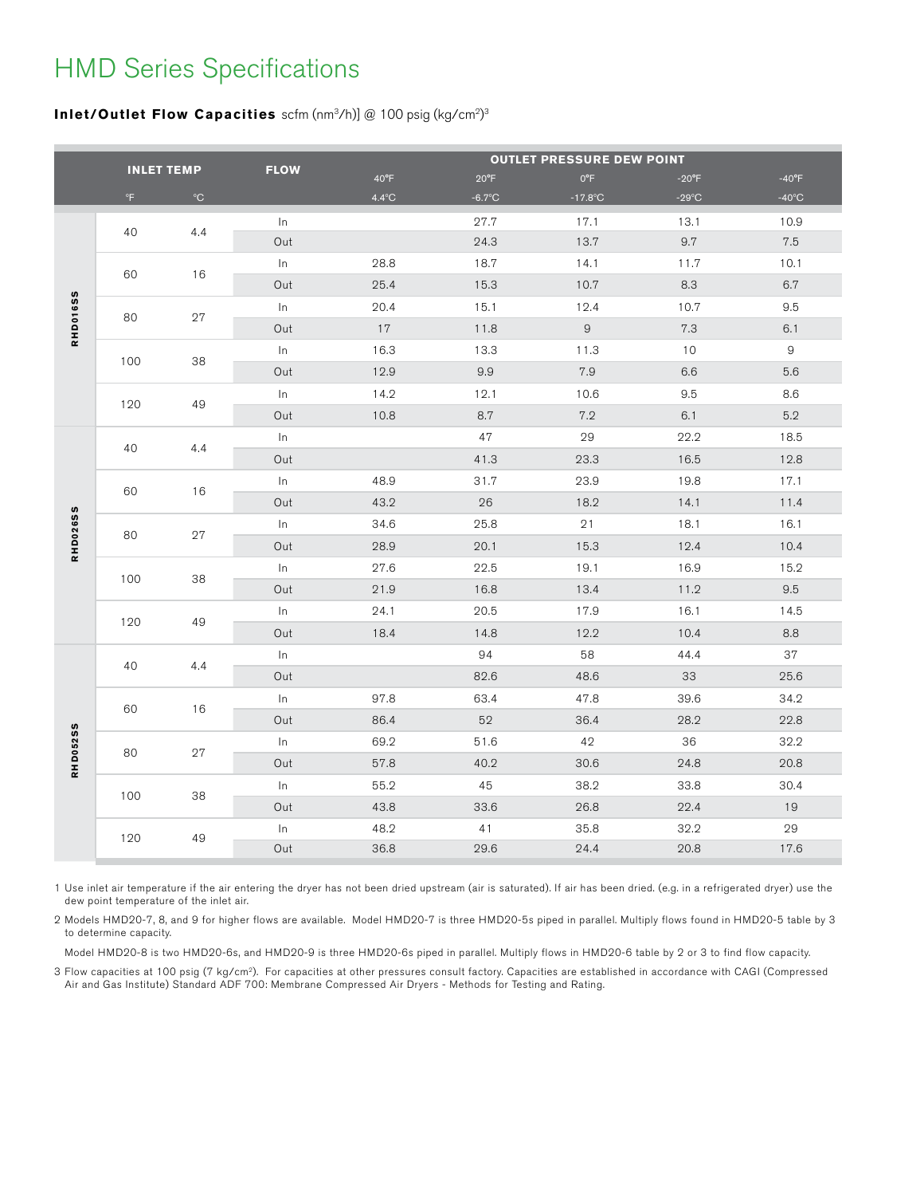# HMD Series Specifications

**Inlet/Outlet Flow Capacities** scfm (nm³/h)] @ 100 psig (kg/cm²)[3]

| Model | INLET TEMP °F | INLET TEMP °C | FLOW | OUTLET PRESSURE DEW POINT 40°F (4.4°C) | 20°F (-6.7°C) | 0°F (-17.8°C) | -20°F (-29°C) | -40°F (-40°C) |
|---|---|---|---|---|---|---|---|---|
| RHD016SS | 40 | 4.4 | In | | 27.7 | 17.1 | 13.1 | 10.9 |
| | | | Out | | 24.3 | 13.7 | 9.7 | 7.5 |
| | 60 | 16 | In | 28.8 | 18.7 | 14.1 | 11.7 | 10.1 |
| | | | Out | 25.4 | 15.3 | 10.7 | 8.3 | 6.7 |
| | 80 | 27 | In | 20.4 | 15.1 | 12.4 | 10.7 | 9.5 |
| | | | Out | 17 | 11.8 | 9 | 7.3 | 6.1 |
| | 100 | 38 | In | 16.3 | 13.3 | 11.3 | 10 | 9 |
| | | | Out | 12.9 | 9.9 | 7.9 | 6.6 | 5.6 |
| | 120 | 49 | In | 14.2 | 12.1 | 10.6 | 9.5 | 8.6 |
| | | | Out | 10.8 | 8.7 | 7.2 | 6.1 | 5.2 |
| RHD026SS | 40 | 4.4 | In | | 47 | 29 | 22.2 | 18.5 |
| | | | Out | | 41.3 | 23.3 | 16.5 | 12.8 |
| | 60 | 16 | In | 48.9 | 31.7 | 23.9 | 19.8 | 17.1 |
| | | | Out | 43.2 | 26 | 18.2 | 14.1 | 11.4 |
| | 80 | 27 | In | 34.6 | 25.8 | 21 | 18.1 | 16.1 |
| | | | Out | 28.9 | 20.1 | 15.3 | 12.4 | 10.4 |
| | 100 | 38 | In | 27.6 | 22.5 | 19.1 | 16.9 | 15.2 |
| | | | Out | 21.9 | 16.8 | 13.4 | 11.2 | 9.5 |
| | 120 | 49 | In | 24.1 | 20.5 | 17.9 | 16.1 | 14.5 |
| | | | Out | 18.4 | 14.8 | 12.2 | 10.4 | 8.8 |
| RHD052SS | 40 | 4.4 | In | | 94 | 58 | 44.4 | 37 |
| | | | Out | | 82.6 | 48.6 | 33 | 25.6 |
| | 60 | 16 | In | 97.8 | 63.4 | 47.8 | 39.6 | 34.2 |
| | | | Out | 86.4 | 52 | 36.4 | 28.2 | 22.8 |
| | 80 | 27 | In | 69.2 | 51.6 | 42 | 36 | 32.2 |
| | | | Out | 57.8 | 40.2 | 30.6 | 24.8 | 20.8 |
| | 100 | 38 | In | 55.2 | 45 | 38.2 | 33.8 | 30.4 |
| | | | Out | 43.8 | 33.6 | 26.8 | 22.4 | 19 |
| | 120 | 49 | In | 48.2 | 41 | 35.8 | 32.2 | 29 |
| | | | Out | 36.8 | 29.6 | 24.4 | 20.8 | 17.6 |

1 Use inlet air temperature if the air entering the dryer has not been dried upstream (air is saturated). If air has been dried. (e.g. in a refrigerated dryer) use the dew point temperature of the inlet air.

2 Models HMD20-7, 8, and 9 for higher flows are available. Model HMD20-7 is three HMD20-5s piped in parallel. Multiply flows found in HMD20-5 table by 3 to determine capacity.

Model HMD20-8 is two HMD20-6s, and HMD20-9 is three HMD20-6s piped in parallel. Multiply flows in HMD20-6 table by 2 or 3 to find flow capacity.

3 Flow capacities at 100 psig (7 kg/cm²). For capacities at other pressures consult factory. Capacities are established in accordance with CAGI (Compressed Air and Gas Institute) Standard ADF 700: Membrane Compressed Air Dryers - Methods for Testing and Rating.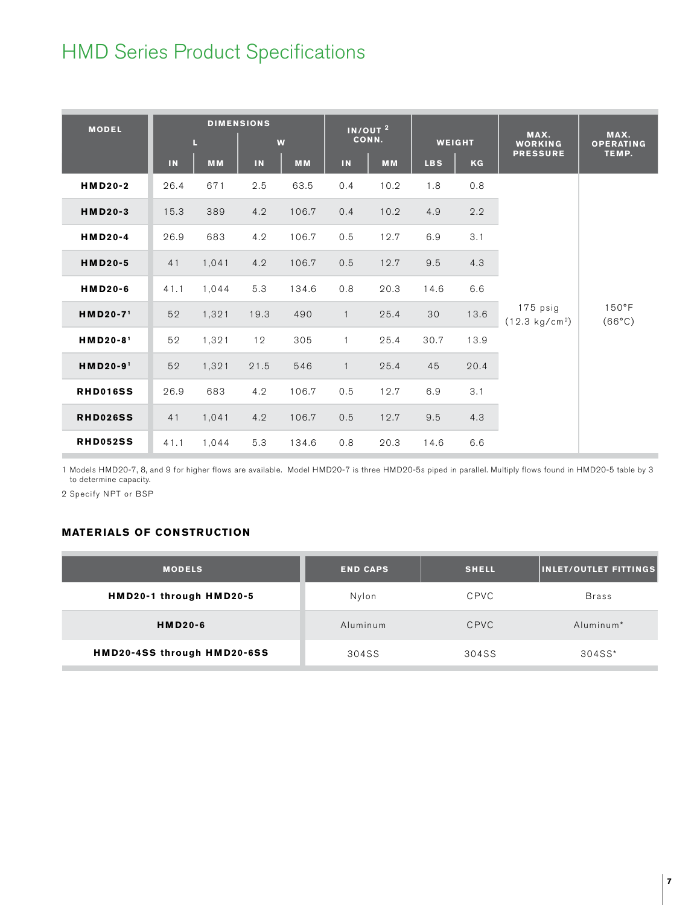# HMD Series Product Specifications

| MODEL | DIMENSIONS | | | | IN/OUT [2] CONN. | | WEIGHT | | MAX. WORKING PRESSURE | MAX. OPERATING TEMP. |
|---|---|---|---|---|---|---|---|---|---|---|
| | L | | W | | | | | | | |
| | IN | MM | IN | MM | IN | MM | LBS | KG | | |
| **HMD20-2** | 26.4 | 671 | 2.5 | 63.5 | 0.4 | 10.2 | 1.8 | 0.8 | 175 psig (12.3 kg/cm²) | 150°F (66°C) |
| **HMD20-3** | 15.3 | 389 | 4.2 | 106.7 | 0.4 | 10.2 | 4.9 | 2.2 | | |
| **HMD20-4** | 26.9 | 683 | 4.2 | 106.7 | 0.5 | 12.7 | 6.9 | 3.1 | | |
| **HMD20-5** | 41 | 1,041 | 4.2 | 106.7 | 0.5 | 12.7 | 9.5 | 4.3 | | |
| **HMD20-6** | 41.1 | 1,044 | 5.3 | 134.6 | 0.8 | 20.3 | 14.6 | 6.6 | | |
| **HMD20-7[1]** | 52 | 1,321 | 19.3 | 490 | 1 | 25.4 | 30 | 13.6 | | |
| **HMD20-8[1]** | 52 | 1,321 | 12 | 305 | 1 | 25.4 | 30.7 | 13.9 | | |
| **HMD20-9[1]** | 52 | 1,321 | 21.5 | 546 | 1 | 25.4 | 45 | 20.4 | | |
| **RHD016SS** | 26.9 | 683 | 4.2 | 106.7 | 0.5 | 12.7 | 6.9 | 3.1 | | |
| **RHD026SS** | 41 | 1,041 | 4.2 | 106.7 | 0.5 | 12.7 | 9.5 | 4.3 | | |
| **RHD052SS** | 41.1 | 1,044 | 5.3 | 134.6 | 0.8 | 20.3 | 14.6 | 6.6 | | |

1 Models HMD20-7, 8, and 9 for higher flows are available. Model HMD20-7 is three HMD20-5s piped in parallel. Multiply flows found in HMD20-5 table by 3 to determine capacity.

2 Specify NPT or BSP

## MATERIALS OF CONSTRUCTION

| MODELS | END CAPS | SHELL | INLET/OUTLET FITTINGS |
|---|---|---|---|
| **HMD20-1 through HMD20-5** | Nylon | CPVC | Brass |
| **HMD20-6** | Aluminum | CPVC | Aluminum* |
| **HMD20-4SS through HMD20-6SS** | 304SS | 304SS | 304SS* |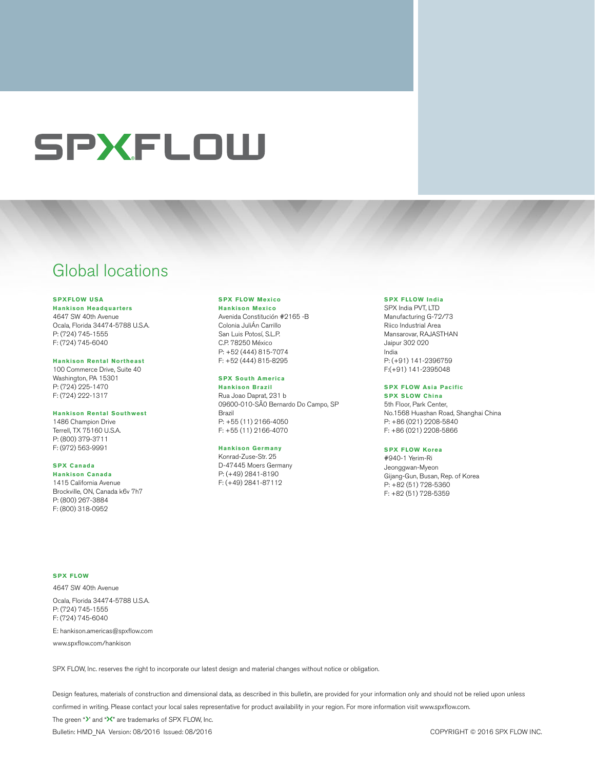SPXFLOW

## Global locations

**SPXFLOW USA**
**Hankison Headquarters**
4647 SW 40th Avenue
Ocala, Florida 34474-5788 U.S.A.
P: (724) 745-1555
F: (724) 745-6040

**Hankison Rental Northeast**
100 Commerce Drive, Suite 40
Washington, PA 15301
P: (724) 225-1470
F: (724) 222-1317

**Hankison Rental Southwest**
1486 Champion Drive
Terrell, TX 75160 U.S.A.
P: (800) 379-3711
F: (972) 563-9991

**SPX Canada**
**Hankison Canada**
1415 California Avenue
Brockville, ON, Canada k6v 7h7
P: (800) 267-3884
F: (800) 318-0952

**SPX FLOW Mexico**
**Hankison Mexico**
Avenida Constitución #2165 -B
Colonia JuliÁn Carrillo
San Luis Potosí, S.L.P.
C.P. 78250 México
P: +52 (444) 815-7074
F: +52 (444) 815-8295

**SPX South America**
**Hankison Brazil**
Rua Joao Daprat, 231 b
09600-010-SÃ0 Bernardo Do Campo, SP
Brazil
P: +55 (11) 2166-4050
F: +55 (11) 2166-4070

**Hankison Germany**
Konrad-Zuse-Str. 25
D-47445 Moers Germany
P: (+49) 2841-8190
F: (+49) 2841-87112

**SPX FLLOW India**
SPX India PVT, LTD
Manufacturing G-72/73
Riico Industrial Area
Mansarovar, RAJASTHAN
Jaipur 302 020
India
P: (+91) 141-2396759
F:(+91) 141-2395048

**SPX FLOW Asia Pacific**
**SPX SLOW China**
5th Floor, Park Center,
No.1568 Huashan Road, Shanghai China
P: +86 (021) 2208-5840
F: +86 (021) 2208-5866

**SPX FLOW Korea**
#940-1 Yerim-Ri
Jeonggwan-Myeon
Gijang-Gun, Busan, Rep. of Korea
P: +82 (51) 728-5360
F: +82 (51) 728-5359

**SPX FLOW**

4647 SW 40th Avenue

Ocala, Florida 34474-5788 U.S.A.
P: (724) 745-1555
F: (724) 745-6040

E: hankison.americas@spxflow.com

www.spxflow.com/hankison

SPX FLOW, Inc. reserves the right to incorporate our latest design and material changes without notice or obligation.

Design features, materials of construction and dimensional data, as described in this bulletin, are provided for your information only and should not be relied upon unless confirmed in writing. Please contact your local sales representative for product availability in your region. For more information visit www.spxflow.com.

The green "›" and "X" are trademarks of SPX FLOW, Inc.

Bulletin: HMD_NA Version: 08/2016 Issued: 08/2016

COPYRIGHT © 2016 SPX FLOW INC.